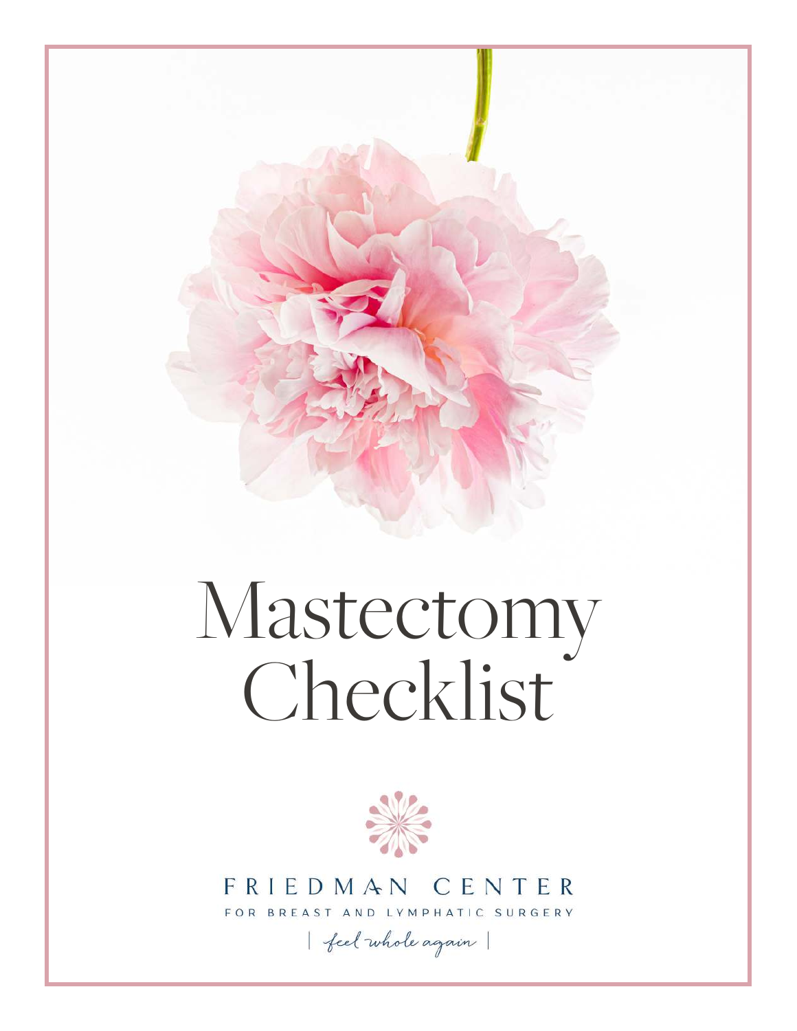# Mastectomy Checklist

FRIEDMAN CENTER

FOR BREAST AND LYMPHATIC SURGERY

| feel whole again |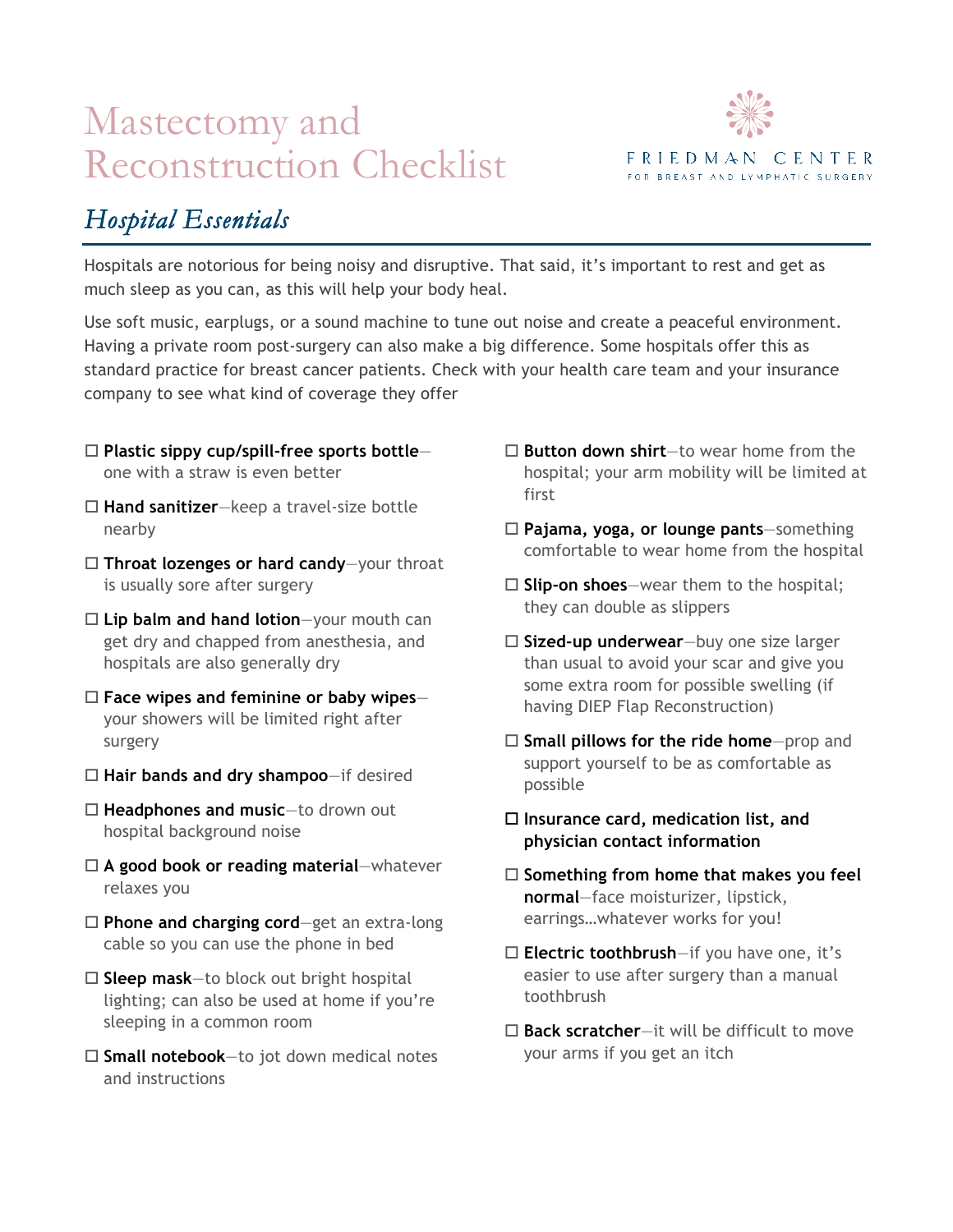# Mastectomy and Reconstruction Checklist

FRIEDMAN CENTER
FOR BREAST AND LYMPHATIC SURGERY

## *Hospital Essentials*

Hospitals are notorious for being noisy and disruptive. That said, it's important to rest and get as much sleep as you can, as this will help your body heal.

Use soft music, earplugs, or a sound machine to tune out noise and create a peaceful environment. Having a private room post-surgery can also make a big difference. Some hospitals offer this as standard practice for breast cancer patients. Check with your health care team and your insurance company to see what kind of coverage they offer

- ☐ **Plastic sippy cup/spill-free sports bottle**—one with a straw is even better
- ☐ **Hand sanitizer**—keep a travel-size bottle nearby
- ☐ **Throat lozenges or hard candy**—your throat is usually sore after surgery
- ☐ **Lip balm and hand lotion**—your mouth can get dry and chapped from anesthesia, and hospitals are also generally dry
- ☐ **Face wipes and feminine or baby wipes**—your showers will be limited right after surgery
- ☐ **Hair bands and dry shampoo**—if desired
- ☐ **Headphones and music**—to drown out hospital background noise
- ☐ **A good book or reading material**—whatever relaxes you
- ☐ **Phone and charging cord**—get an extra-long cable so you can use the phone in bed
- ☐ **Sleep mask**—to block out bright hospital lighting; can also be used at home if you're sleeping in a common room
- ☐ **Small notebook**—to jot down medical notes and instructions
- ☐ **Button down shirt**—to wear home from the hospital; your arm mobility will be limited at first
- ☐ **Pajama, yoga, or lounge pants**—something comfortable to wear home from the hospital
- ☐ **Slip-on shoes**—wear them to the hospital; they can double as slippers
- ☐ **Sized-up underwear**—buy one size larger than usual to avoid your scar and give you some extra room for possible swelling (if having DIEP Flap Reconstruction)
- ☐ **Small pillows for the ride home**—prop and support yourself to be as comfortable as possible
- ☐ **Insurance card, medication list, and physician contact information**
- ☐ **Something from home that makes you feel normal**—face moisturizer, lipstick, earrings…whatever works for you!
- ☐ **Electric toothbrush**—if you have one, it's easier to use after surgery than a manual toothbrush
- ☐ **Back scratcher**—it will be difficult to move your arms if you get an itch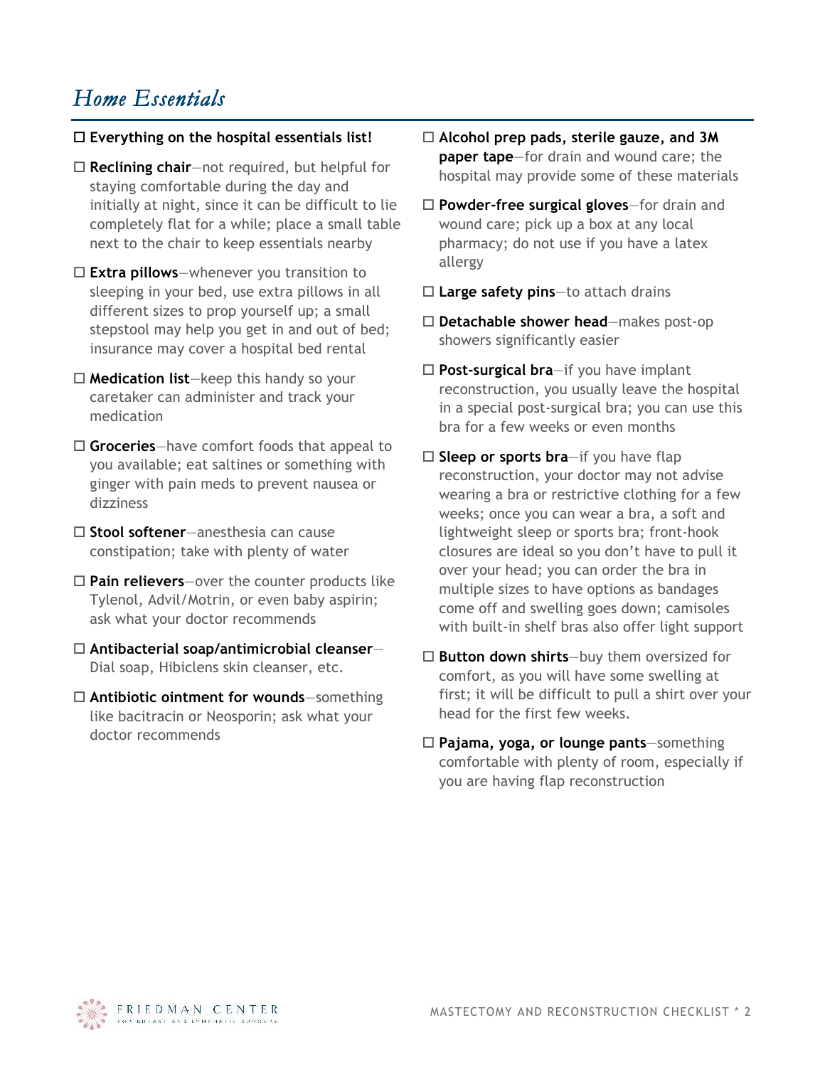## *Home Essentials*

- ☐ **Everything on the hospital essentials list!**
- ☐ **Reclining chair**—not required, but helpful for staying comfortable during the day and initially at night, since it can be difficult to lie completely flat for a while; place a small table next to the chair to keep essentials nearby
- ☐ **Extra pillows**—whenever you transition to sleeping in your bed, use extra pillows in all different sizes to prop yourself up; a small stepstool may help you get in and out of bed; insurance may cover a hospital bed rental
- ☐ **Medication list**—keep this handy so your caretaker can administer and track your medication
- ☐ **Groceries**—have comfort foods that appeal to you available; eat saltines or something with ginger with pain meds to prevent nausea or dizziness
- ☐ **Stool softener**—anesthesia can cause constipation; take with plenty of water
- ☐ **Pain relievers**—over the counter products like Tylenol, Advil/Motrin, or even baby aspirin; ask what your doctor recommends
- ☐ **Antibacterial soap/antimicrobial cleanser**—Dial soap, Hibiclens skin cleanser, etc.
- ☐ **Antibiotic ointment for wounds**—something like bacitracin or Neosporin; ask what your doctor recommends
- ☐ **Alcohol prep pads, sterile gauze, and 3M paper tape**—for drain and wound care; the hospital may provide some of these materials
- ☐ **Powder-free surgical gloves**—for drain and wound care; pick up a box at any local pharmacy; do not use if you have a latex allergy
- ☐ **Large safety pins**—to attach drains
- ☐ **Detachable shower head**—makes post-op showers significantly easier
- ☐ **Post-surgical bra**—if you have implant reconstruction, you usually leave the hospital in a special post-surgical bra; you can use this bra for a few weeks or even months
- ☐ **Sleep or sports bra**—if you have flap reconstruction, your doctor may not advise wearing a bra or restrictive clothing for a few weeks; once you can wear a bra, a soft and lightweight sleep or sports bra; front-hook closures are ideal so you don't have to pull it over your head; you can order the bra in multiple sizes to have options as bandages come off and swelling goes down; camisoles with built-in shelf bras also offer light support
- ☐ **Button down shirts**—buy them oversized for comfort, as you will have some swelling at first; it will be difficult to pull a shirt over your head for the first few weeks.
- ☐ **Pajama, yoga, or lounge pants**—something comfortable with plenty of room, especially if you are having flap reconstruction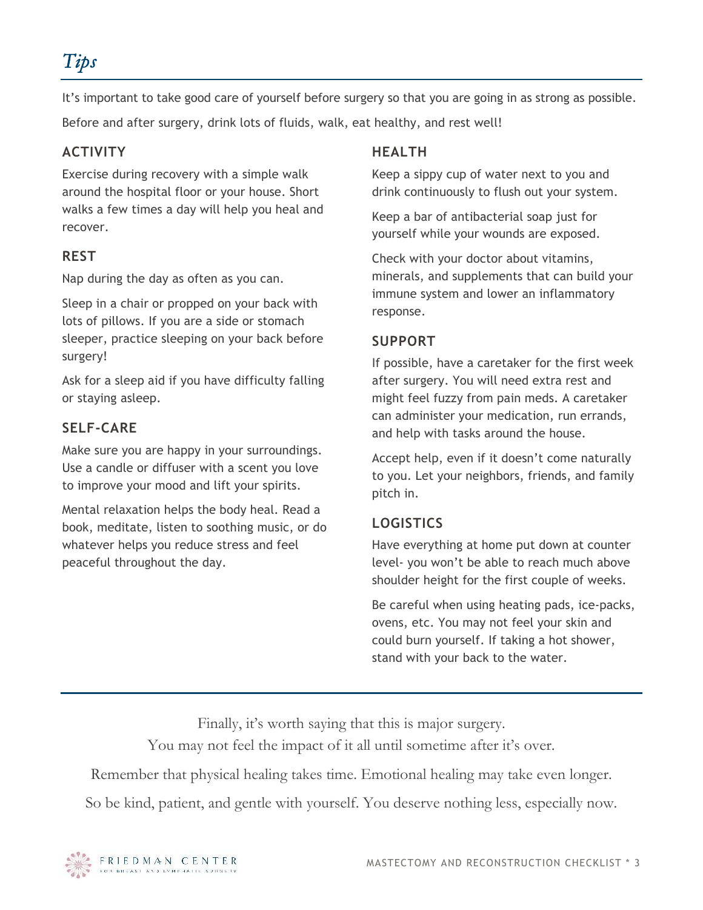# *Tips*

It's important to take good care of yourself before surgery so that you are going in as strong as possible.

Before and after surgery, drink lots of fluids, walk, eat healthy, and rest well!

### ACTIVITY

Exercise during recovery with a simple walk around the hospital floor or your house. Short walks a few times a day will help you heal and recover.

### REST

Nap during the day as often as you can.

Sleep in a chair or propped on your back with lots of pillows. If you are a side or stomach sleeper, practice sleeping on your back before surgery!

Ask for a sleep aid if you have difficulty falling or staying asleep.

### SELF-CARE

Make sure you are happy in your surroundings. Use a candle or diffuser with a scent you love to improve your mood and lift your spirits.

Mental relaxation helps the body heal. Read a book, meditate, listen to soothing music, or do whatever helps you reduce stress and feel peaceful throughout the day.

### HEALTH

Keep a sippy cup of water next to you and drink continuously to flush out your system.

Keep a bar of antibacterial soap just for yourself while your wounds are exposed.

Check with your doctor about vitamins, minerals, and supplements that can build your immune system and lower an inflammatory response.

### SUPPORT

If possible, have a caretaker for the first week after surgery. You will need extra rest and might feel fuzzy from pain meds. A caretaker can administer your medication, run errands, and help with tasks around the house.

Accept help, even if it doesn't come naturally to you. Let your neighbors, friends, and family pitch in.

### LOGISTICS

Have everything at home put down at counter level- you won't be able to reach much above shoulder height for the first couple of weeks.

Be careful when using heating pads, ice-packs, ovens, etc. You may not feel your skin and could burn yourself. If taking a hot shower, stand with your back to the water.

---

Finally, it's worth saying that this is major surgery.
You may not feel the impact of it all until sometime after it's over.

Remember that physical healing takes time. Emotional healing may take even longer.

So be kind, patient, and gentle with yourself. You deserve nothing less, especially now.